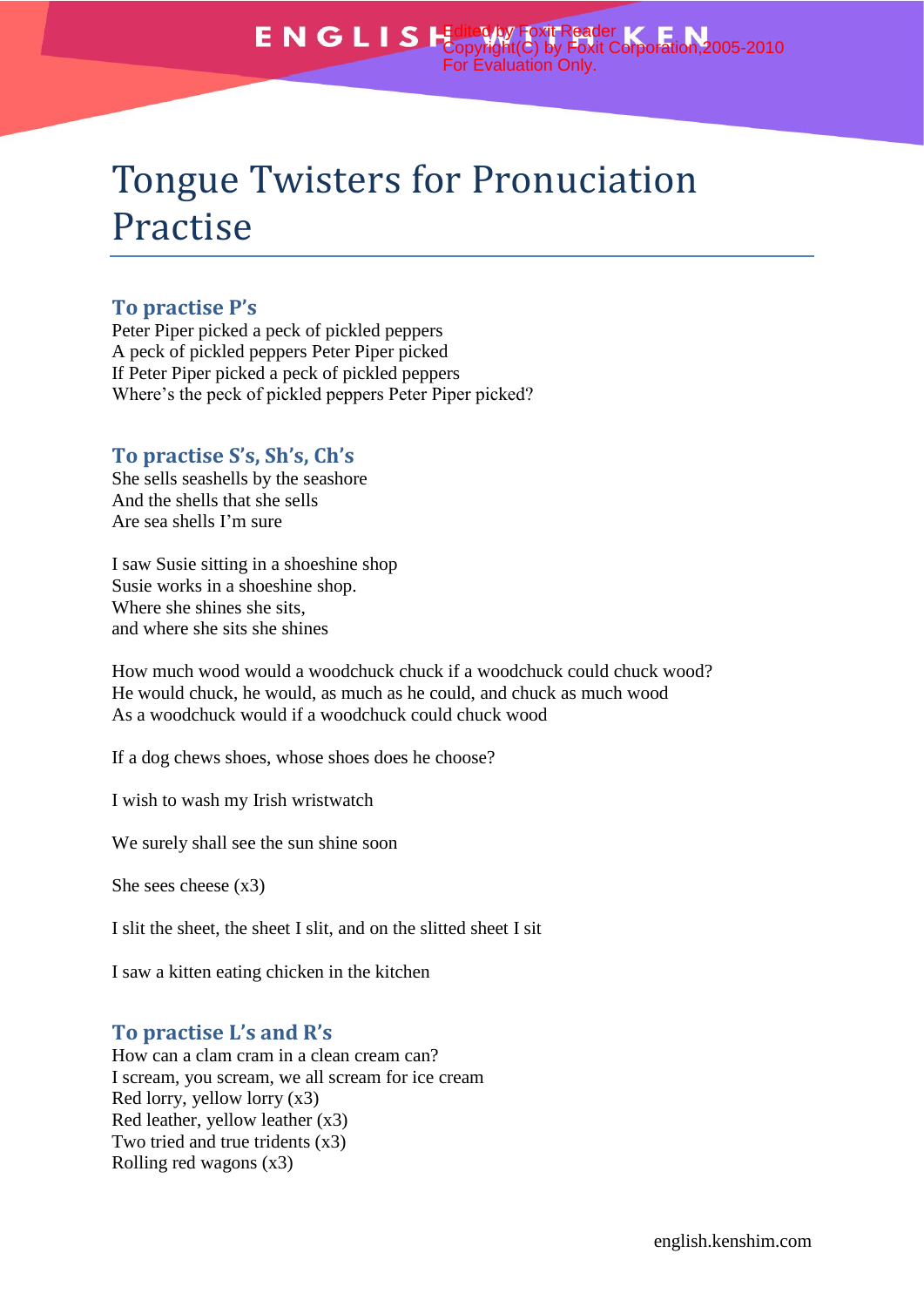# Tongue Twisters for Pronuciation Practise

## To practise P's

Peter Piper picked a peck of pickled peppers
A peck of pickled peppers Peter Piper picked
If Peter Piper picked a peck of pickled peppers
Where's the peck of pickled peppers Peter Piper picked?

## To practise S's, Sh's, Ch's

She sells seashells by the seashore
And the shells that she sells
Are sea shells I'm sure

I saw Susie sitting in a shoeshine shop
Susie works in a shoeshine shop.
Where she shines she sits,
and where she sits she shines

How much wood would a woodchuck chuck if a woodchuck could chuck wood?
He would chuck, he would, as much as he could, and chuck as much wood
As a woodchuck would if a woodchuck could chuck wood

If a dog chews shoes, whose shoes does he choose?

I wish to wash my Irish wristwatch

We surely shall see the sun shine soon

She sees cheese (x3)

I slit the sheet, the sheet I slit, and on the slitted sheet I sit

I saw a kitten eating chicken in the kitchen

## To practise L's and R's

How can a clam cram in a clean cream can?
I scream, you scream, we all scream for ice cream
Red lorry, yellow lorry (x3)
Red leather, yellow leather (x3)
Two tried and true tridents (x3)
Rolling red wagons (x3)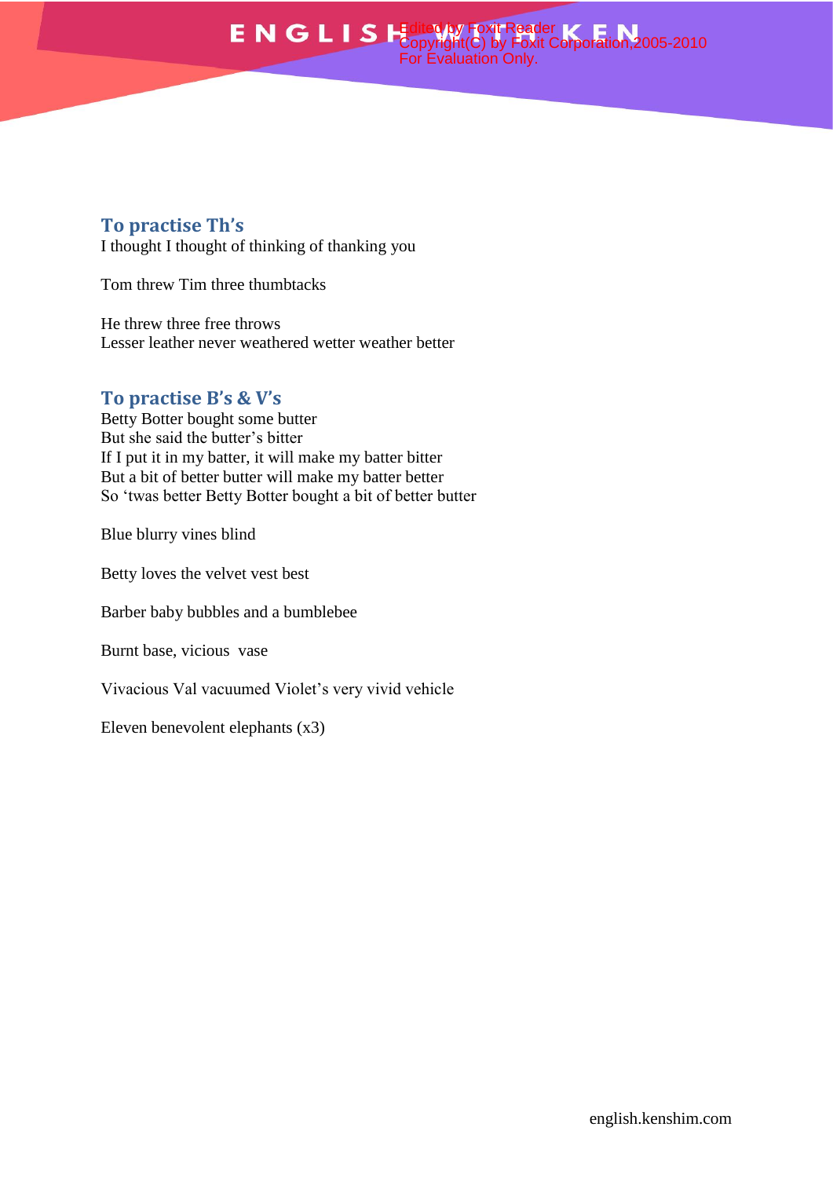## To practise Th's

I thought I thought of thinking of thanking you

Tom threw Tim three thumbtacks

He threw three free throws
Lesser leather never weathered wetter weather better

## To practise B's & V's

Betty Botter bought some butter
But she said the butter's bitter
If I put it in my batter, it will make my batter bitter
But a bit of better butter will make my batter better
So 'twas better Betty Botter bought a bit of better butter

Blue blurry vines blind

Betty loves the velvet vest best

Barber baby bubbles and a bumblebee

Burnt base, vicious vase

Vivacious Val vacuumed Violet's very vivid vehicle

Eleven benevolent elephants (x3)